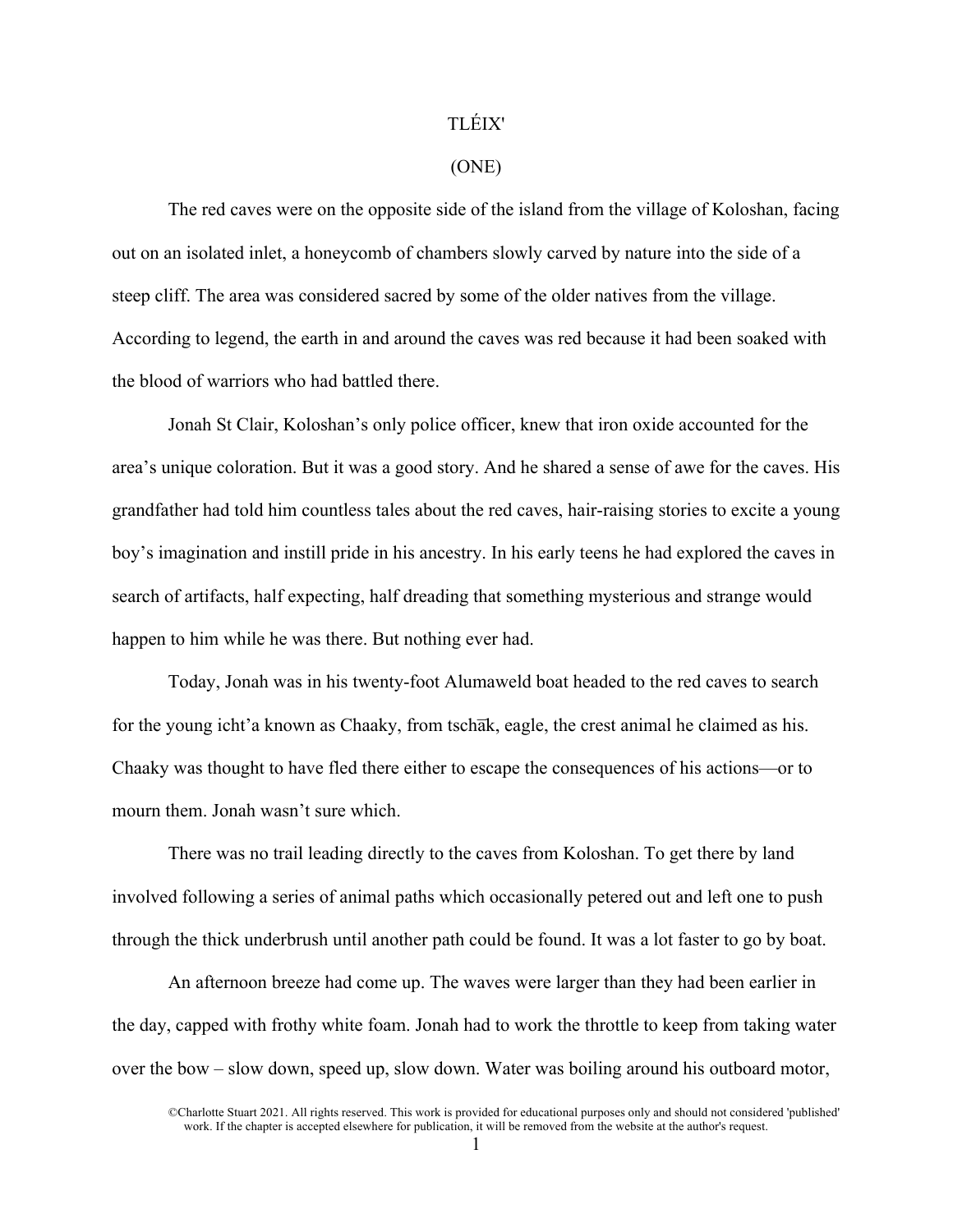# TLÉIX'

## (ONE)

The red caves were on the opposite side of the island from the village of Koloshan, facing out on an isolated inlet, a honeycomb of chambers slowly carved by nature into the side of a steep cliff. The area was considered sacred by some of the older natives from the village. According to legend, the earth in and around the caves was red because it had been soaked with the blood of warriors who had battled there.

Jonah St Clair, Koloshan's only police officer, knew that iron oxide accounted for the area's unique coloration. But it was a good story. And he shared a sense of awe for the caves. His grandfather had told him countless tales about the red caves, hair-raising stories to excite a young boy's imagination and instill pride in his ancestry. In his early teens he had explored the caves in search of artifacts, half expecting, half dreading that something mysterious and strange would happen to him while he was there. But nothing ever had.

Today, Jonah was in his twenty-foot Alumaweld boat headed to the red caves to search for the young icht'a known as Chaaky, from tschāk, eagle, the crest animal he claimed as his. Chaaky was thought to have fled there either to escape the consequences of his actions—or to mourn them. Jonah wasn't sure which.

There was no trail leading directly to the caves from Koloshan. To get there by land involved following a series of animal paths which occasionally petered out and left one to push through the thick underbrush until another path could be found. It was a lot faster to go by boat.

An afternoon breeze had come up. The waves were larger than they had been earlier in the day, capped with frothy white foam. Jonah had to work the throttle to keep from taking water over the bow – slow down, speed up, slow down. Water was boiling around his outboard motor,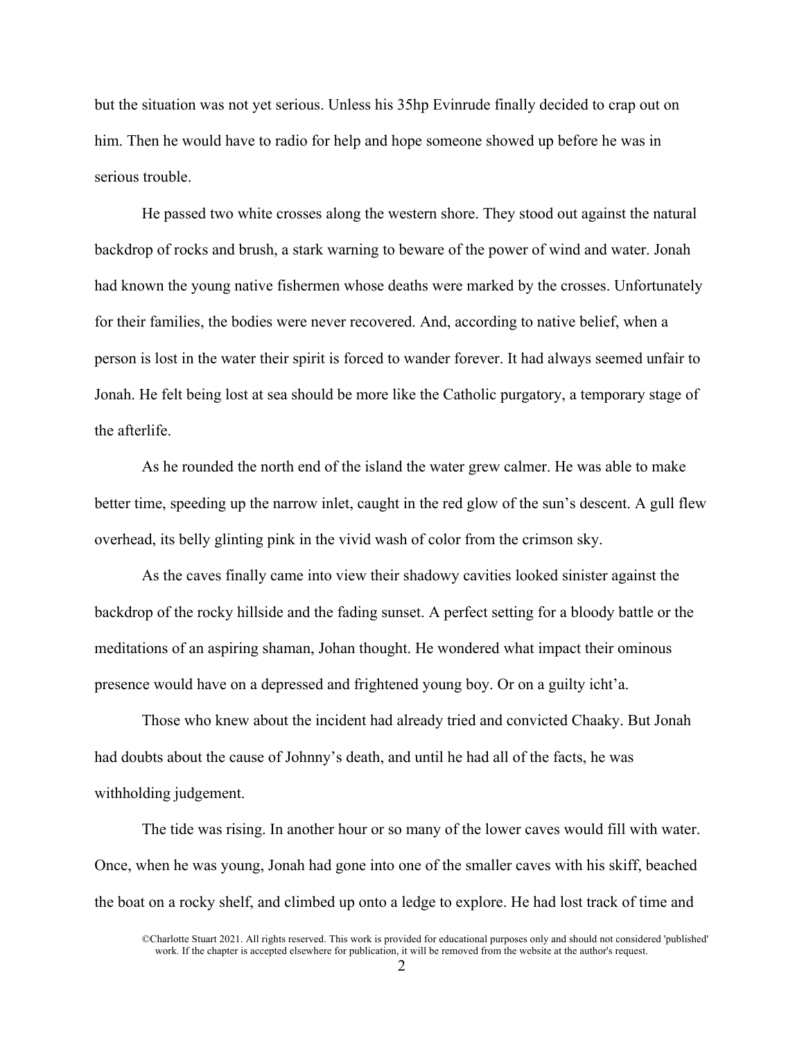but the situation was not yet serious. Unless his 35hp Evinrude finally decided to crap out on him. Then he would have to radio for help and hope someone showed up before he was in serious trouble.

He passed two white crosses along the western shore. They stood out against the natural backdrop of rocks and brush, a stark warning to beware of the power of wind and water. Jonah had known the young native fishermen whose deaths were marked by the crosses. Unfortunately for their families, the bodies were never recovered. And, according to native belief, when a person is lost in the water their spirit is forced to wander forever. It had always seemed unfair to Jonah. He felt being lost at sea should be more like the Catholic purgatory, a temporary stage of the afterlife.

As he rounded the north end of the island the water grew calmer. He was able to make better time, speeding up the narrow inlet, caught in the red glow of the sun's descent. A gull flew overhead, its belly glinting pink in the vivid wash of color from the crimson sky.

As the caves finally came into view their shadowy cavities looked sinister against the backdrop of the rocky hillside and the fading sunset. A perfect setting for a bloody battle or the meditations of an aspiring shaman, Johan thought. He wondered what impact their ominous presence would have on a depressed and frightened young boy. Or on a guilty icht'a.

Those who knew about the incident had already tried and convicted Chaaky. But Jonah had doubts about the cause of Johnny's death, and until he had all of the facts, he was withholding judgement.

The tide was rising. In another hour or so many of the lower caves would fill with water. Once, when he was young, Jonah had gone into one of the smaller caves with his skiff, beached the boat on a rocky shelf, and climbed up onto a ledge to explore. He had lost track of time and

©Charlotte Stuart 2021. All rights reserved. This work is provided for educational purposes only and should not considered 'published' work. If the chapter is accepted elsewhere for publication, it will be removed from the website at the author's request.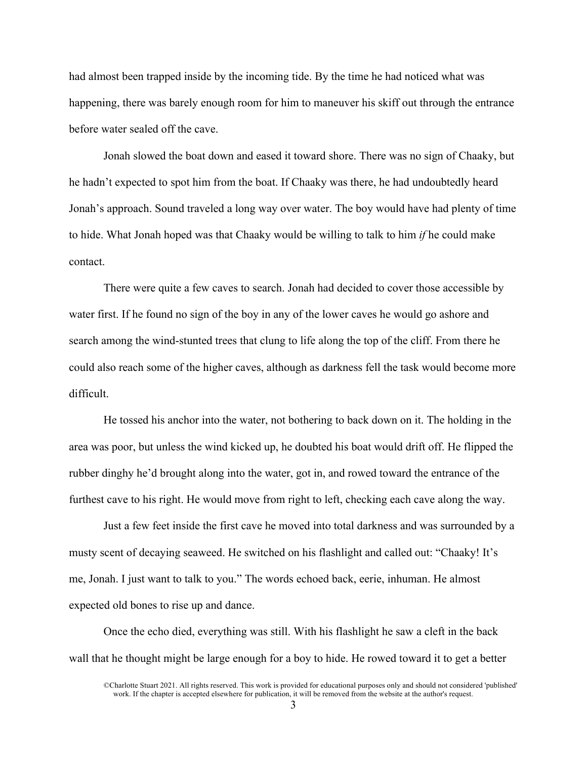had almost been trapped inside by the incoming tide. By the time he had noticed what was happening, there was barely enough room for him to maneuver his skiff out through the entrance before water sealed off the cave.

Jonah slowed the boat down and eased it toward shore. There was no sign of Chaaky, but he hadn't expected to spot him from the boat. If Chaaky was there, he had undoubtedly heard Jonah's approach. Sound traveled a long way over water. The boy would have had plenty of time to hide. What Jonah hoped was that Chaaky would be willing to talk to him *if* he could make contact.

There were quite a few caves to search. Jonah had decided to cover those accessible by water first. If he found no sign of the boy in any of the lower caves he would go ashore and search among the wind-stunted trees that clung to life along the top of the cliff. From there he could also reach some of the higher caves, although as darkness fell the task would become more difficult.

He tossed his anchor into the water, not bothering to back down on it. The holding in the area was poor, but unless the wind kicked up, he doubted his boat would drift off. He flipped the rubber dinghy he'd brought along into the water, got in, and rowed toward the entrance of the furthest cave to his right. He would move from right to left, checking each cave along the way.

Just a few feet inside the first cave he moved into total darkness and was surrounded by a musty scent of decaying seaweed. He switched on his flashlight and called out: "Chaaky! It's me, Jonah. I just want to talk to you." The words echoed back, eerie, inhuman. He almost expected old bones to rise up and dance.

Once the echo died, everything was still. With his flashlight he saw a cleft in the back wall that he thought might be large enough for a boy to hide. He rowed toward it to get a better

©Charlotte Stuart 2021. All rights reserved. This work is provided for educational purposes only and should not considered 'published' work. If the chapter is accepted elsewhere for publication, it will be removed from the website at the author's request.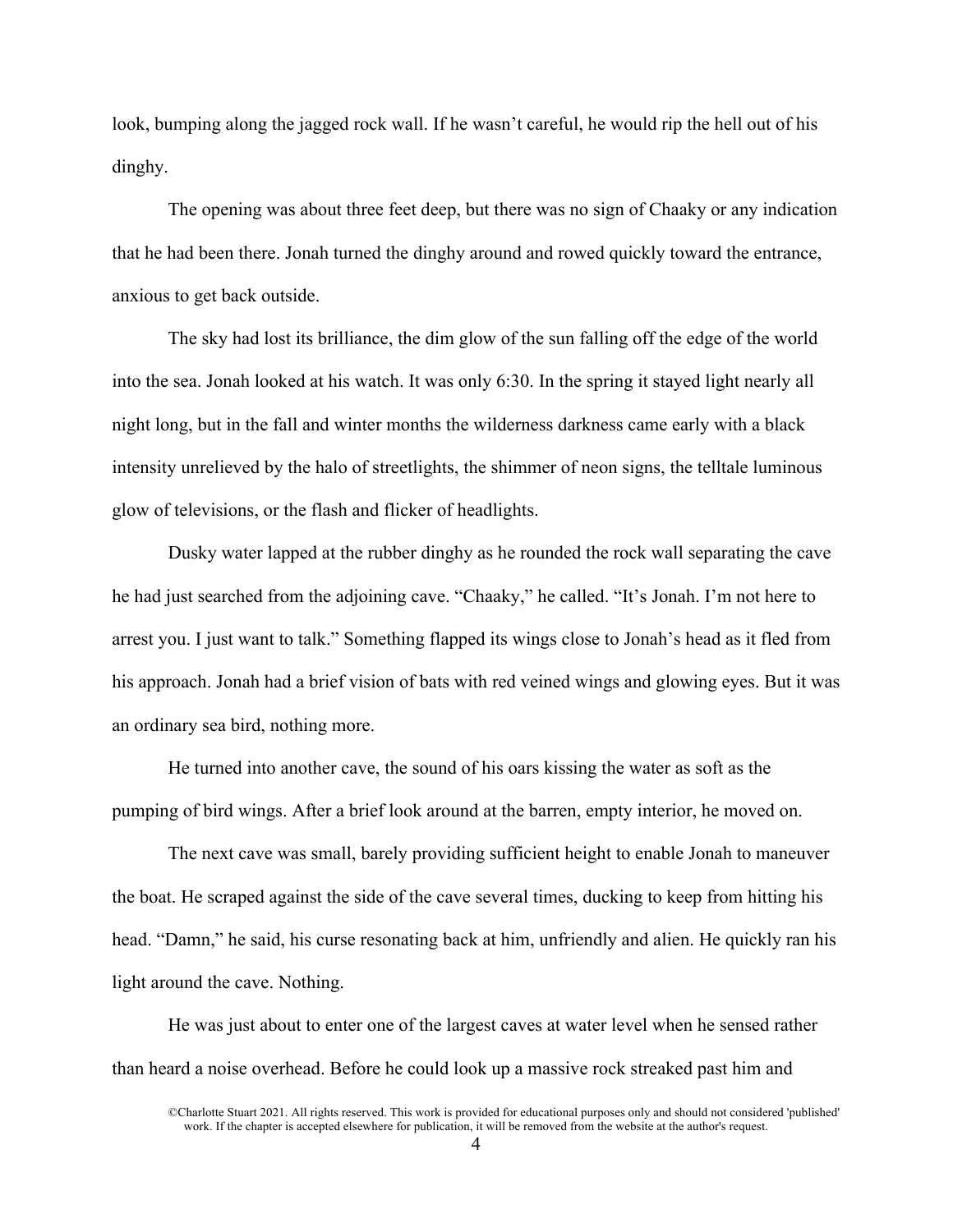look, bumping along the jagged rock wall. If he wasn't careful, he would rip the hell out of his dinghy.

The opening was about three feet deep, but there was no sign of Chaaky or any indication that he had been there. Jonah turned the dinghy around and rowed quickly toward the entrance, anxious to get back outside.

The sky had lost its brilliance, the dim glow of the sun falling off the edge of the world into the sea. Jonah looked at his watch. It was only 6:30. In the spring it stayed light nearly all night long, but in the fall and winter months the wilderness darkness came early with a black intensity unrelieved by the halo of streetlights, the shimmer of neon signs, the telltale luminous glow of televisions, or the flash and flicker of headlights.

Dusky water lapped at the rubber dinghy as he rounded the rock wall separating the cave he had just searched from the adjoining cave. "Chaaky," he called. "It's Jonah. I'm not here to arrest you. I just want to talk." Something flapped its wings close to Jonah's head as it fled from his approach. Jonah had a brief vision of bats with red veined wings and glowing eyes. But it was an ordinary sea bird, nothing more.

He turned into another cave, the sound of his oars kissing the water as soft as the pumping of bird wings. After a brief look around at the barren, empty interior, he moved on.

The next cave was small, barely providing sufficient height to enable Jonah to maneuver the boat. He scraped against the side of the cave several times, ducking to keep from hitting his head. "Damn," he said, his curse resonating back at him, unfriendly and alien. He quickly ran his light around the cave. Nothing.

He was just about to enter one of the largest caves at water level when he sensed rather than heard a noise overhead. Before he could look up a massive rock streaked past him and

©Charlotte Stuart 2021. All rights reserved. This work is provided for educational purposes only and should not considered 'published' work. If the chapter is accepted elsewhere for publication, it will be removed from the website at the author's request.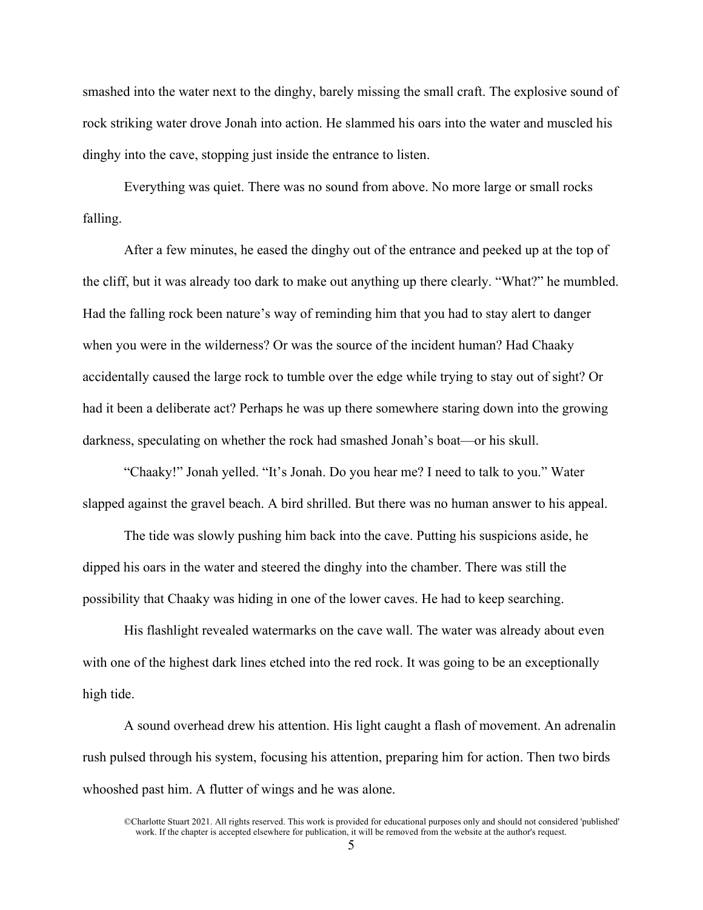smashed into the water next to the dinghy, barely missing the small craft. The explosive sound of rock striking water drove Jonah into action. He slammed his oars into the water and muscled his dinghy into the cave, stopping just inside the entrance to listen.

Everything was quiet. There was no sound from above. No more large or small rocks falling.

After a few minutes, he eased the dinghy out of the entrance and peeked up at the top of the cliff, but it was already too dark to make out anything up there clearly. "What?" he mumbled. Had the falling rock been nature's way of reminding him that you had to stay alert to danger when you were in the wilderness? Or was the source of the incident human? Had Chaaky accidentally caused the large rock to tumble over the edge while trying to stay out of sight? Or had it been a deliberate act? Perhaps he was up there somewhere staring down into the growing darkness, speculating on whether the rock had smashed Jonah's boat—or his skull.

"Chaaky!" Jonah yelled. "It's Jonah. Do you hear me? I need to talk to you." Water slapped against the gravel beach. A bird shrilled. But there was no human answer to his appeal.

The tide was slowly pushing him back into the cave. Putting his suspicions aside, he dipped his oars in the water and steered the dinghy into the chamber. There was still the possibility that Chaaky was hiding in one of the lower caves. He had to keep searching.

His flashlight revealed watermarks on the cave wall. The water was already about even with one of the highest dark lines etched into the red rock. It was going to be an exceptionally high tide.

A sound overhead drew his attention. His light caught a flash of movement. An adrenalin rush pulsed through his system, focusing his attention, preparing him for action. Then two birds whooshed past him. A flutter of wings and he was alone.

©Charlotte Stuart 2021. All rights reserved. This work is provided for educational purposes only and should not considered 'published' work. If the chapter is accepted elsewhere for publication, it will be removed from the website at the author's request.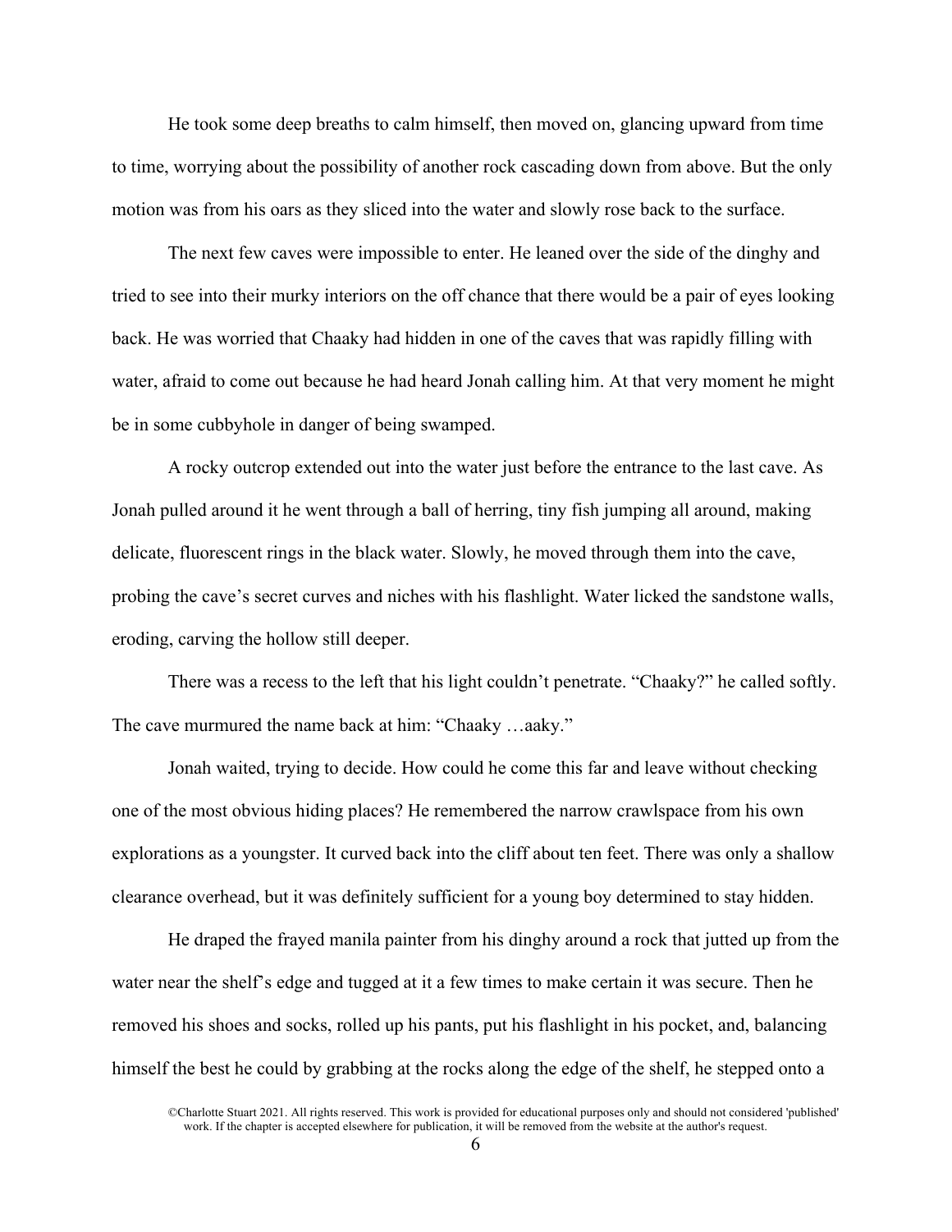He took some deep breaths to calm himself, then moved on, glancing upward from time to time, worrying about the possibility of another rock cascading down from above. But the only motion was from his oars as they sliced into the water and slowly rose back to the surface.

The next few caves were impossible to enter. He leaned over the side of the dinghy and tried to see into their murky interiors on the off chance that there would be a pair of eyes looking back. He was worried that Chaaky had hidden in one of the caves that was rapidly filling with water, afraid to come out because he had heard Jonah calling him. At that very moment he might be in some cubbyhole in danger of being swamped.

A rocky outcrop extended out into the water just before the entrance to the last cave. As Jonah pulled around it he went through a ball of herring, tiny fish jumping all around, making delicate, fluorescent rings in the black water. Slowly, he moved through them into the cave, probing the cave's secret curves and niches with his flashlight. Water licked the sandstone walls, eroding, carving the hollow still deeper.

There was a recess to the left that his light couldn't penetrate. "Chaaky?" he called softly. The cave murmured the name back at him: "Chaaky …aaky."

Jonah waited, trying to decide. How could he come this far and leave without checking one of the most obvious hiding places? He remembered the narrow crawlspace from his own explorations as a youngster. It curved back into the cliff about ten feet. There was only a shallow clearance overhead, but it was definitely sufficient for a young boy determined to stay hidden.

He draped the frayed manila painter from his dinghy around a rock that jutted up from the water near the shelf's edge and tugged at it a few times to make certain it was secure. Then he removed his shoes and socks, rolled up his pants, put his flashlight in his pocket, and, balancing himself the best he could by grabbing at the rocks along the edge of the shelf, he stepped onto a

©Charlotte Stuart 2021. All rights reserved. This work is provided for educational purposes only and should not considered 'published' work. If the chapter is accepted elsewhere for publication, it will be removed from the website at the author's request.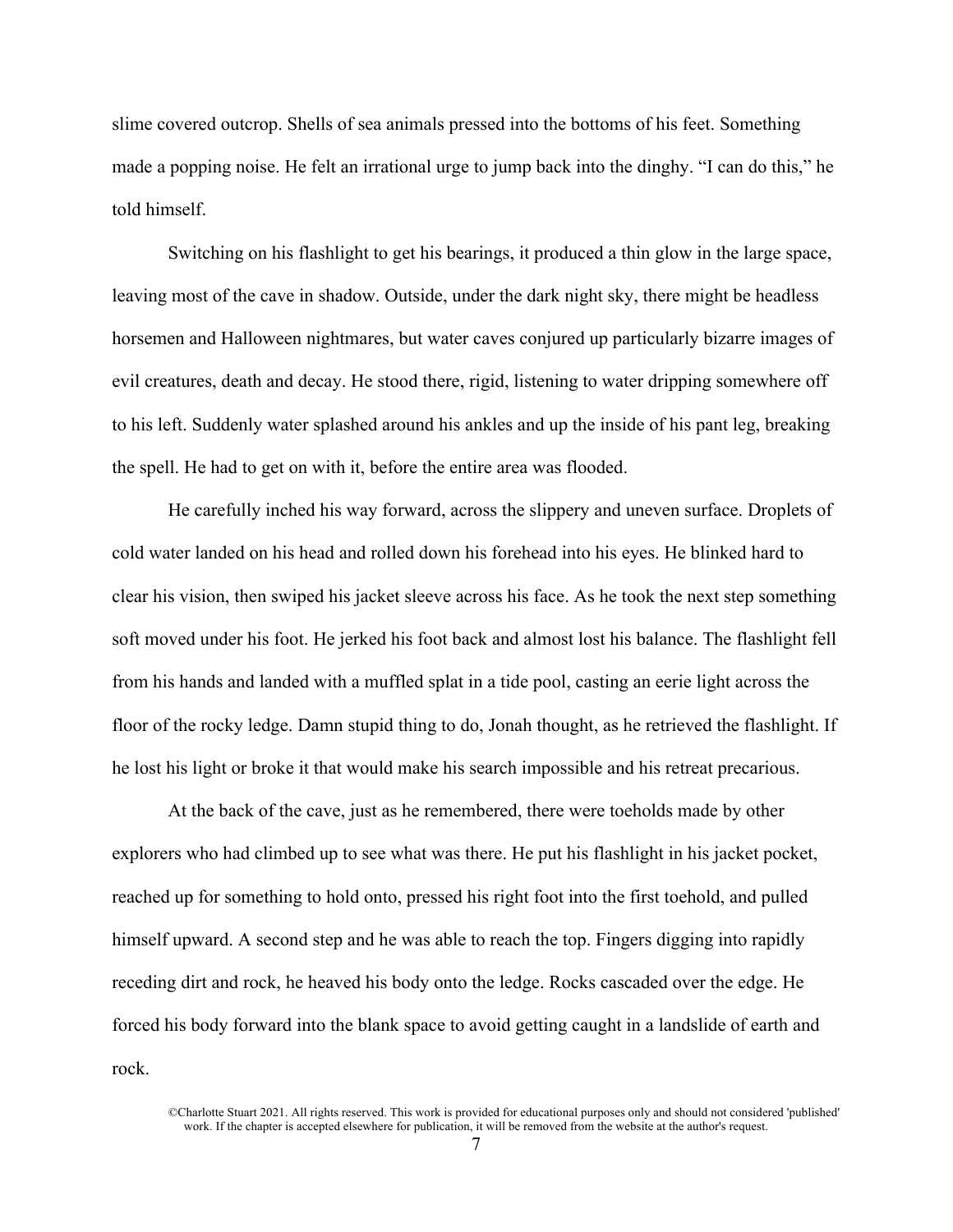slime covered outcrop. Shells of sea animals pressed into the bottoms of his feet. Something made a popping noise. He felt an irrational urge to jump back into the dinghy. "I can do this," he told himself.

Switching on his flashlight to get his bearings, it produced a thin glow in the large space, leaving most of the cave in shadow. Outside, under the dark night sky, there might be headless horsemen and Halloween nightmares, but water caves conjured up particularly bizarre images of evil creatures, death and decay. He stood there, rigid, listening to water dripping somewhere off to his left. Suddenly water splashed around his ankles and up the inside of his pant leg, breaking the spell. He had to get on with it, before the entire area was flooded.

He carefully inched his way forward, across the slippery and uneven surface. Droplets of cold water landed on his head and rolled down his forehead into his eyes. He blinked hard to clear his vision, then swiped his jacket sleeve across his face. As he took the next step something soft moved under his foot. He jerked his foot back and almost lost his balance. The flashlight fell from his hands and landed with a muffled splat in a tide pool, casting an eerie light across the floor of the rocky ledge. Damn stupid thing to do, Jonah thought, as he retrieved the flashlight. If he lost his light or broke it that would make his search impossible and his retreat precarious.

At the back of the cave, just as he remembered, there were toeholds made by other explorers who had climbed up to see what was there. He put his flashlight in his jacket pocket, reached up for something to hold onto, pressed his right foot into the first toehold, and pulled himself upward. A second step and he was able to reach the top. Fingers digging into rapidly receding dirt and rock, he heaved his body onto the ledge. Rocks cascaded over the edge. He forced his body forward into the blank space to avoid getting caught in a landslide of earth and rock.

©Charlotte Stuart 2021. All rights reserved. This work is provided for educational purposes only and should not considered 'published' work. If the chapter is accepted elsewhere for publication, it will be removed from the website at the author's request.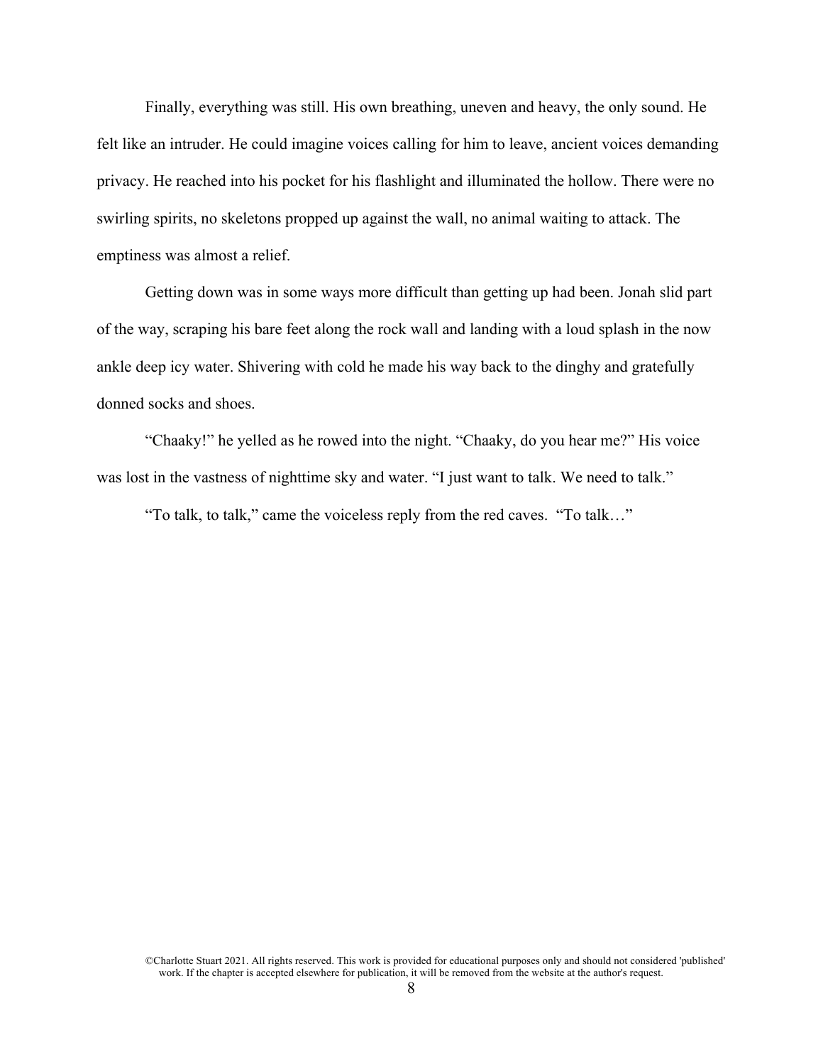Finally, everything was still. His own breathing, uneven and heavy, the only sound. He felt like an intruder. He could imagine voices calling for him to leave, ancient voices demanding privacy. He reached into his pocket for his flashlight and illuminated the hollow. There were no swirling spirits, no skeletons propped up against the wall, no animal waiting to attack. The emptiness was almost a relief.

Getting down was in some ways more difficult than getting up had been. Jonah slid part of the way, scraping his bare feet along the rock wall and landing with a loud splash in the now ankle deep icy water. Shivering with cold he made his way back to the dinghy and gratefully donned socks and shoes.

"Chaaky!" he yelled as he rowed into the night. "Chaaky, do you hear me?" His voice was lost in the vastness of nighttime sky and water. "I just want to talk. We need to talk."

"To talk, to talk," came the voiceless reply from the red caves. "To talk…"